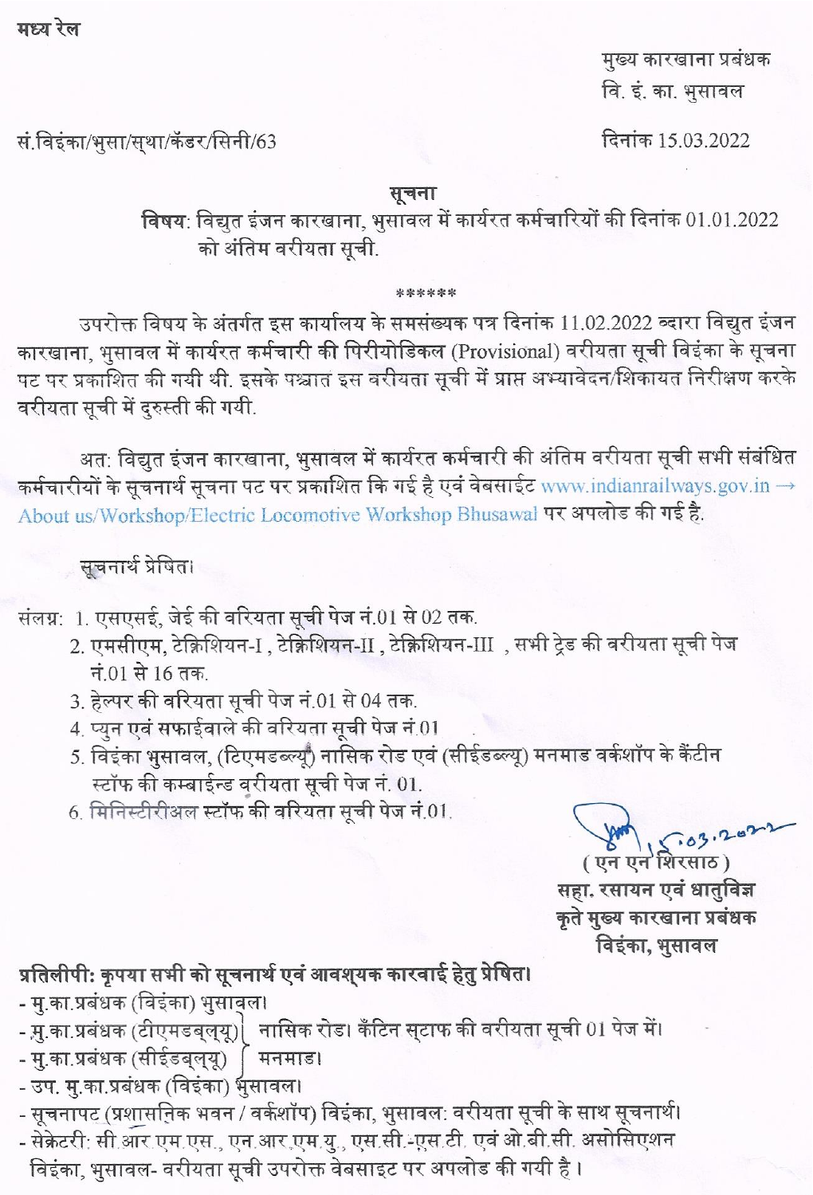मध्य रेल

मुख्य कारखाना प्रबंधक
वि. इं. का. भुसावल

सं.विइंका/भुसा/स्था/कॅडर/सिनी/63

दिनांक 15.03.2022

**सूचना**

**विषय**: विद्युत इंजन कारखाना, भुसावल में कार्यरत कर्मचारियों की दिनांक 01.01.2022 को अंतिम वरीयता सूची.

******

उपरोक्त विषय के अंतर्गत इस कार्यालय के समसंख्यक पत्र दिनांक 11.02.2022 व्दारा विद्युत इंजन कारखाना, भुसावल में कार्यरत कर्मचारी की पिरीयोडिकल (Provisional) वरीयता सूची विइंका के सूचना पट पर प्रकाशित की गयी थी. इसके पश्चात इस वरीयता सूची में प्राप्त अभ्यावेदन/शिकायत निरीक्षण करके वरीयता सूची में दुरुस्ती की गयी.

अत: विद्युत इंजन कारखाना, भुसावल में कार्यरत कर्मचारी की अंतिम वरीयता सूची सभी संबंधित कर्मचारीयों के सूचनार्थ सूचना पट पर प्रकाशित कि गई है एवं वेबसाईट www.indianrailways.gov.in → About us/Workshop/Electric Locomotive Workshop Bhusawal पर अपलोड की गई है.

सूचनार्थ प्रेषित।

संलग्न:
1. एसएसई, जेई की वरियता सूची पेज नं.01 से 02 तक.
2. एमसीएम, टेक्निशियन-I , टेक्निशियन-II , टेक्निशियन-III , सभी ट्रेड की वरीयता सूची पेज नं.01 से 16 तक.
3. हेल्पर की वरियता सूची पेज नं.01 से 04 तक.
4. प्युन एवं सफाईवाले की वरियता सूची पेज नं.01
5. विइंका भुसावल, (टिएमडब्ल्यू) नासिक रोड एवं (सीईडब्ल्यू) मनमाड वर्कशॉप के कैंटीन स्टॉफ की कम्बाईन्ड वरीयता सूची पेज नं. 01.
6. मिनिस्टीरीअल स्टॉफ की वरियता सूची पेज नं.01.

15.03.2022
( एन एन शिरसाठ )
**सहा. रसायन एवं धातुविज्ञ**
**कृते मुख्य कारखाना प्रबंधक**
**विइंका, भुसावल**

**प्रतिलीपी: कृपया सभी को सूचनार्थ एवं आवश्यक कारवाई हेतु प्रेषित।**
- मु.का.प्रबंधक (विइंका) भुसावल।
- मु.का.प्रबंधक (टीएमडब्लू) नासिक रोड। कॅंटिन स्टाफ की वरीयता सूची 01 पेज में।
- मु.का.प्रबंधक (सीईडब्लू) मनमाड।
- उप. मु.का.प्रबंधक (विइंका) भुसावल।
- सूचनापट (प्रशासनिक भवन / वर्कशॉप) विइंका, भुसावल: वरीयता सूची के साथ सूचनार्थ।
- सेक्रेटरी: सी.आर.एम.एस., एन.आर.एम.यु., एस.सी.-एस.टी. एवं ओ.बी.सी. असोसिएशन विइंका, भुसावल- वरीयता सूची उपरोक्त वेबसाइट पर अपलोड की गयी है।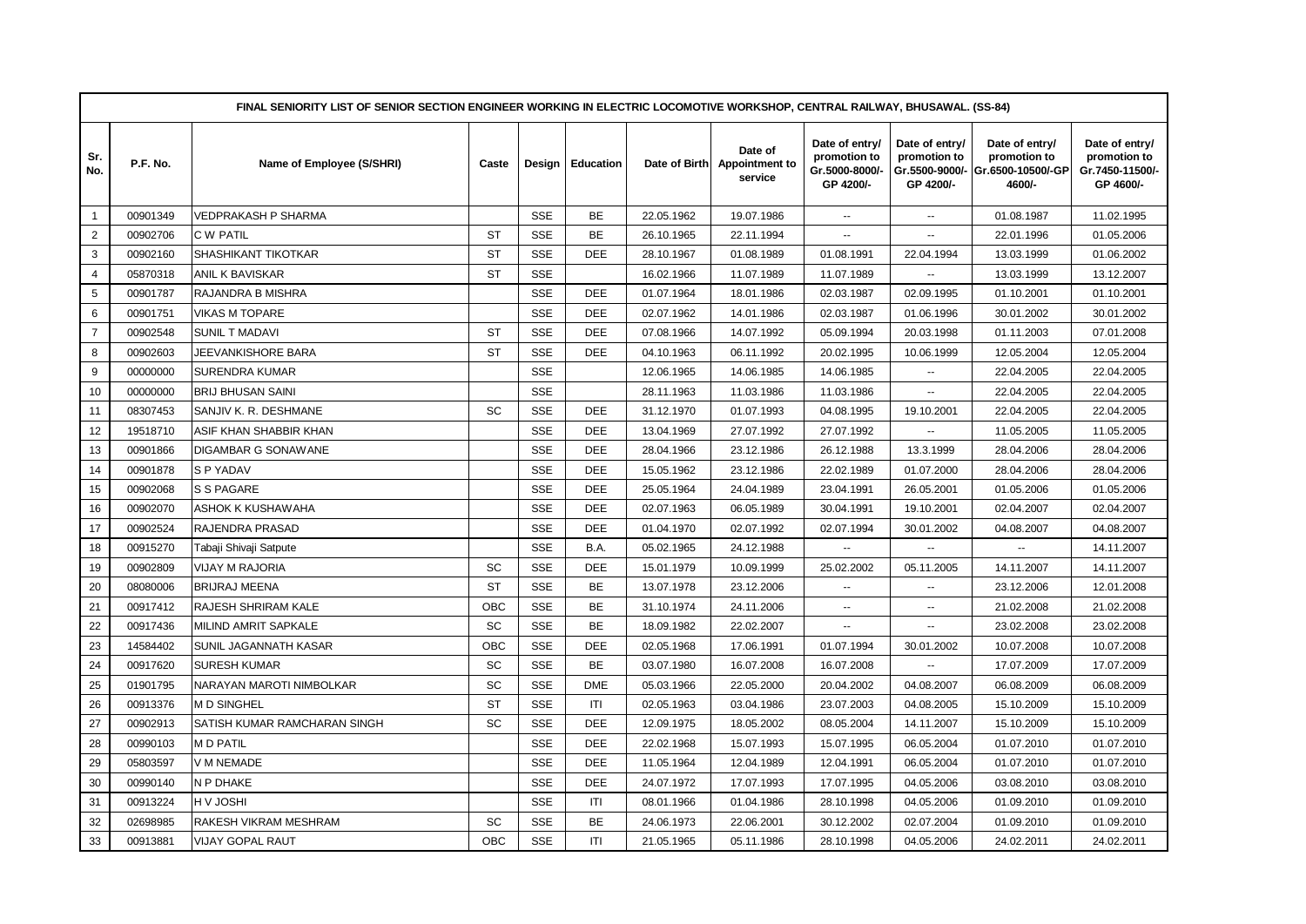| FINAL SENIORITY LIST OF SENIOR SECTION ENGINEER WORKING IN ELECTRIC LOCOMOTIVE WORKSHOP, CENTRAL RAILWAY, BHUSAWAL. (SS-84) | | | | | | | | | | | |
|---|---|---|---|---|---|---|---|---|---|---|---|
| Sr. No. | P.F. No. | Name of Employee (S/SHRI) | Caste | Design | Education | Date of Birth | Date of Appointment to service | Date of entry/ promotion to Gr.5000-8000/- GP 4200/- | Date of entry/ promotion to Gr.5500-9000/- GP 4200/- | Date of entry/ promotion to Gr.6500-10500/-GP 4600/- | Date of entry/ promotion to Gr.7450-11500/- GP 4600/- |
| 1 | 00901349 | VEDPRAKASH P SHARMA | | SSE | BE | 22.05.1962 | 19.07.1986 | -- | -- | 01.08.1987 | 11.02.1995 |
| 2 | 00902706 | C W PATIL | ST | SSE | BE | 26.10.1965 | 22.11.1994 | -- | -- | 22.01.1996 | 01.05.2006 |
| 3 | 00902160 | SHASHIKANT TIKOTKAR | ST | SSE | DEE | 28.10.1967 | 01.08.1989 | 01.08.1991 | 22.04.1994 | 13.03.1999 | 01.06.2002 |
| 4 | 05870318 | ANIL K BAVISKAR | ST | SSE | | 16.02.1966 | 11.07.1989 | 11.07.1989 | -- | 13.03.1999 | 13.12.2007 |
| 5 | 00901787 | RAJANDRA B MISHRA | | SSE | DEE | 01.07.1964 | 18.01.1986 | 02.03.1987 | 02.09.1995 | 01.10.2001 | 01.10.2001 |
| 6 | 00901751 | VIKAS M TOPARE | | SSE | DEE | 02.07.1962 | 14.01.1986 | 02.03.1987 | 01.06.1996 | 30.01.2002 | 30.01.2002 |
| 7 | 00902548 | SUNIL T MADAVI | ST | SSE | DEE | 07.08.1966 | 14.07.1992 | 05.09.1994 | 20.03.1998 | 01.11.2003 | 07.01.2008 |
| 8 | 00902603 | JEEVANKISHORE BARA | ST | SSE | DEE | 04.10.1963 | 06.11.1992 | 20.02.1995 | 10.06.1999 | 12.05.2004 | 12.05.2004 |
| 9 | 00000000 | SURENDRA KUMAR | | SSE | | 12.06.1965 | 14.06.1985 | 14.06.1985 | -- | 22.04.2005 | 22.04.2005 |
| 10 | 00000000 | BRIJ BHUSAN SAINI | | SSE | | 28.11.1963 | 11.03.1986 | 11.03.1986 | -- | 22.04.2005 | 22.04.2005 |
| 11 | 08307453 | SANJIV K. R. DESHMANE | SC | SSE | DEE | 31.12.1970 | 01.07.1993 | 04.08.1995 | 19.10.2001 | 22.04.2005 | 22.04.2005 |
| 12 | 19518710 | ASIF KHAN SHABBIR KHAN | | SSE | DEE | 13.04.1969 | 27.07.1992 | 27.07.1992 | -- | 11.05.2005 | 11.05.2005 |
| 13 | 00901866 | DIGAMBAR G SONAWANE | | SSE | DEE | 28.04.1966 | 23.12.1986 | 26.12.1988 | 13.3.1999 | 28.04.2006 | 28.04.2006 |
| 14 | 00901878 | S P YADAV | | SSE | DEE | 15.05.1962 | 23.12.1986 | 22.02.1989 | 01.07.2000 | 28.04.2006 | 28.04.2006 |
| 15 | 00902068 | S S PAGARE | | SSE | DEE | 25.05.1964 | 24.04.1989 | 23.04.1991 | 26.05.2001 | 01.05.2006 | 01.05.2006 |
| 16 | 00902070 | ASHOK K KUSHAWAHA | | SSE | DEE | 02.07.1963 | 06.05.1989 | 30.04.1991 | 19.10.2001 | 02.04.2007 | 02.04.2007 |
| 17 | 00902524 | RAJENDRA PRASAD | | SSE | DEE | 01.04.1970 | 02.07.1992 | 02.07.1994 | 30.01.2002 | 04.08.2007 | 04.08.2007 |
| 18 | 00915270 | Tabaji Shivaji Satpute | | SSE | B.A. | 05.02.1965 | 24.12.1988 | -- | -- | -- | 14.11.2007 |
| 19 | 00902809 | VIJAY M RAJORIA | SC | SSE | DEE | 15.01.1979 | 10.09.1999 | 25.02.2002 | 05.11.2005 | 14.11.2007 | 14.11.2007 |
| 20 | 08080006 | BRIJRAJ MEENA | ST | SSE | BE | 13.07.1978 | 23.12.2006 | -- | -- | 23.12.2006 | 12.01.2008 |
| 21 | 00917412 | RAJESH SHRIRAM KALE | OBC | SSE | BE | 31.10.1974 | 24.11.2006 | -- | -- | 21.02.2008 | 21.02.2008 |
| 22 | 00917436 | MILIND AMRIT SAPKALE | SC | SSE | BE | 18.09.1982 | 22.02.2007 | -- | -- | 23.02.2008 | 23.02.2008 |
| 23 | 14584402 | SUNIL JAGANNATH KASAR | OBC | SSE | DEE | 02.05.1968 | 17.06.1991 | 01.07.1994 | 30.01.2002 | 10.07.2008 | 10.07.2008 |
| 24 | 00917620 | SURESH KUMAR | SC | SSE | BE | 03.07.1980 | 16.07.2008 | 16.07.2008 | -- | 17.07.2009 | 17.07.2009 |
| 25 | 01901795 | NARAYAN MAROTI NIMBOLKAR | SC | SSE | DME | 05.03.1966 | 22.05.2000 | 20.04.2002 | 04.08.2007 | 06.08.2009 | 06.08.2009 |
| 26 | 00913376 | M D SINGHEL | ST | SSE | ITI | 02.05.1963 | 03.04.1986 | 23.07.2003 | 04.08.2005 | 15.10.2009 | 15.10.2009 |
| 27 | 00902913 | SATISH KUMAR RAMCHARAN SINGH | SC | SSE | DEE | 12.09.1975 | 18.05.2002 | 08.05.2004 | 14.11.2007 | 15.10.2009 | 15.10.2009 |
| 28 | 00990103 | M D PATIL | | SSE | DEE | 22.02.1968 | 15.07.1993 | 15.07.1995 | 06.05.2004 | 01.07.2010 | 01.07.2010 |
| 29 | 05803597 | V M NEMADE | | SSE | DEE | 11.05.1964 | 12.04.1989 | 12.04.1991 | 06.05.2004 | 01.07.2010 | 01.07.2010 |
| 30 | 00990140 | N P DHAKE | | SSE | DEE | 24.07.1972 | 17.07.1993 | 17.07.1995 | 04.05.2006 | 03.08.2010 | 03.08.2010 |
| 31 | 00913224 | H V JOSHI | | SSE | ITI | 08.01.1966 | 01.04.1986 | 28.10.1998 | 04.05.2006 | 01.09.2010 | 01.09.2010 |
| 32 | 02698985 | RAKESH VIKRAM MESHRAM | SC | SSE | BE | 24.06.1973 | 22.06.2001 | 30.12.2002 | 02.07.2004 | 01.09.2010 | 01.09.2010 |
| 33 | 00913881 | VIJAY GOPAL RAUT | OBC | SSE | ITI | 21.05.1965 | 05.11.1986 | 28.10.1998 | 04.05.2006 | 24.02.2011 | 24.02.2011 |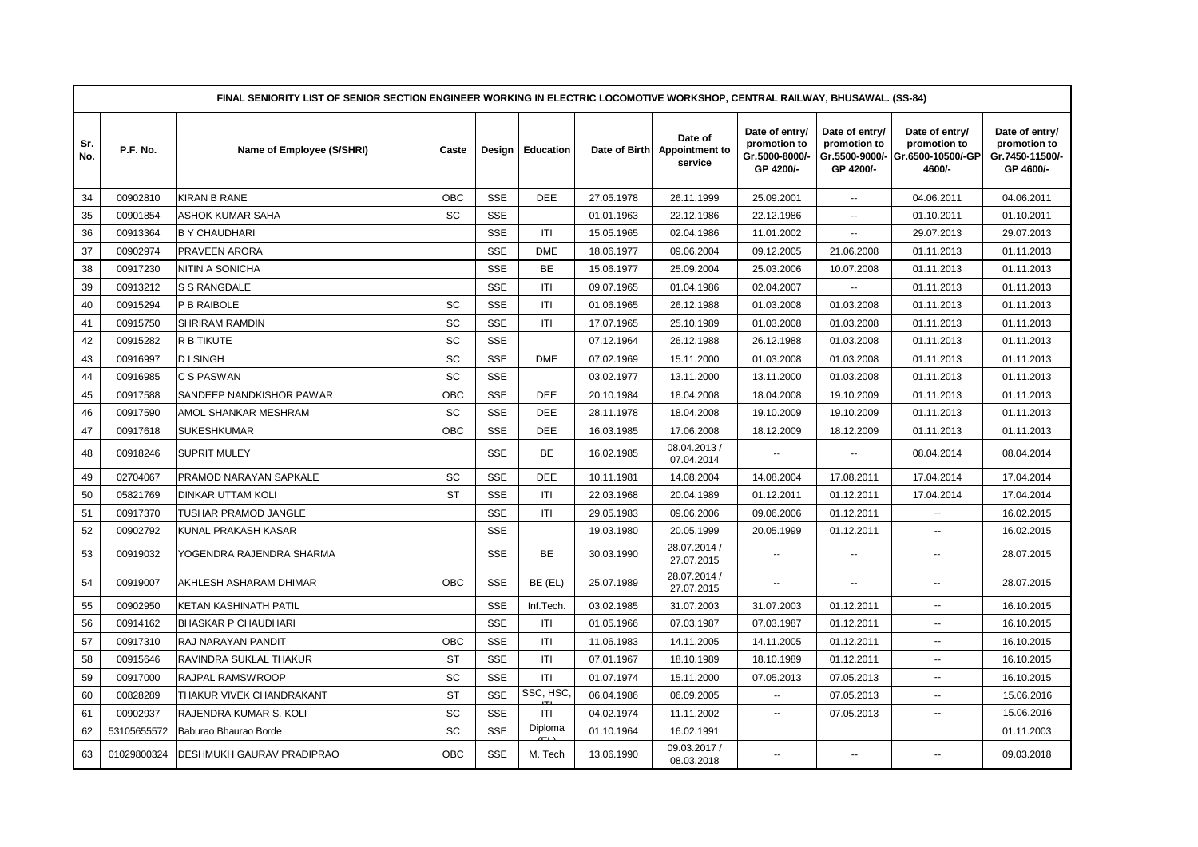| FINAL SENIORITY LIST OF SENIOR SECTION ENGINEER WORKING IN ELECTRIC LOCOMOTIVE WORKSHOP, CENTRAL RAILWAY, BHUSAWAL. (SS-84) | | | | | | | | | | | |
|---|---|---|---|---|---|---|---|---|---|---|---|
| Sr. No. | P.F. No. | Name of Employee (S/SHRI) | Caste | Design | Education | Date of Birth | Date of Appointment to service | Date of entry/ promotion to Gr.5000-8000/- GP 4200/- | Date of entry/ promotion to Gr.5500-9000/- GP 4200/- | Date of entry/ promotion to Gr.6500-10500/-GP 4600/- | Date of entry/ promotion to Gr.7450-11500/- GP 4600/- |
| 34 | 00902810 | KIRAN B RANE | OBC | SSE | DEE | 27.05.1978 | 26.11.1999 | 25.09.2001 | -- | 04.06.2011 | 04.06.2011 |
| 35 | 00901854 | ASHOK KUMAR SAHA | SC | SSE | | 01.01.1963 | 22.12.1986 | 22.12.1986 | -- | 01.10.2011 | 01.10.2011 |
| 36 | 00913364 | B Y CHAUDHARI | | SSE | ITI | 15.05.1965 | 02.04.1986 | 11.01.2002 | -- | 29.07.2013 | 29.07.2013 |
| 37 | 00902974 | PRAVEEN ARORA | | SSE | DME | 18.06.1977 | 09.06.2004 | 09.12.2005 | 21.06.2008 | 01.11.2013 | 01.11.2013 |
| 38 | 00917230 | NITIN A SONICHA | | SSE | BE | 15.06.1977 | 25.09.2004 | 25.03.2006 | 10.07.2008 | 01.11.2013 | 01.11.2013 |
| 39 | 00913212 | S S RANGDALE | | SSE | ITI | 09.07.1965 | 01.04.1986 | 02.04.2007 | -- | 01.11.2013 | 01.11.2013 |
| 40 | 00915294 | P B RAIBOLE | SC | SSE | ITI | 01.06.1965 | 26.12.1988 | 01.03.2008 | 01.03.2008 | 01.11.2013 | 01.11.2013 |
| 41 | 00915750 | SHRIRAM RAMDIN | SC | SSE | ITI | 17.07.1965 | 25.10.1989 | 01.03.2008 | 01.03.2008 | 01.11.2013 | 01.11.2013 |
| 42 | 00915282 | R B TIKUTE | SC | SSE | | 07.12.1964 | 26.12.1988 | 26.12.1988 | 01.03.2008 | 01.11.2013 | 01.11.2013 |
| 43 | 00916997 | D I SINGH | SC | SSE | DME | 07.02.1969 | 15.11.2000 | 01.03.2008 | 01.03.2008 | 01.11.2013 | 01.11.2013 |
| 44 | 00916985 | C S PASWAN | SC | SSE | | 03.02.1977 | 13.11.2000 | 13.11.2000 | 01.03.2008 | 01.11.2013 | 01.11.2013 |
| 45 | 00917588 | SANDEEP NANDKISHOR PAWAR | OBC | SSE | DEE | 20.10.1984 | 18.04.2008 | 18.04.2008 | 19.10.2009 | 01.11.2013 | 01.11.2013 |
| 46 | 00917590 | AMOL SHANKAR MESHRAM | SC | SSE | DEE | 28.11.1978 | 18.04.2008 | 19.10.2009 | 19.10.2009 | 01.11.2013 | 01.11.2013 |
| 47 | 00917618 | SUKESHKUMAR | OBC | SSE | DEE | 16.03.1985 | 17.06.2008 | 18.12.2009 | 18.12.2009 | 01.11.2013 | 01.11.2013 |
| 48 | 00918246 | SUPRIT MULEY | | SSE | BE | 16.02.1985 | 08.04.2013 / 07.04.2014 | -- | -- | 08.04.2014 | 08.04.2014 |
| 49 | 02704067 | PRAMOD NARAYAN SAPKALE | SC | SSE | DEE | 10.11.1981 | 14.08.2004 | 14.08.2004 | 17.08.2011 | 17.04.2014 | 17.04.2014 |
| 50 | 05821769 | DINKAR UTTAM KOLI | ST | SSE | ITI | 22.03.1968 | 20.04.1989 | 01.12.2011 | 01.12.2011 | 17.04.2014 | 17.04.2014 |
| 51 | 00917370 | TUSHAR PRAMOD JANGLE | | SSE | ITI | 29.05.1983 | 09.06.2006 | 09.06.2006 | 01.12.2011 | -- | 16.02.2015 |
| 52 | 00902792 | KUNAL PRAKASH KASAR | | SSE | | 19.03.1980 | 20.05.1999 | 20.05.1999 | 01.12.2011 | -- | 16.02.2015 |
| 53 | 00919032 | YOGENDRA RAJENDRA SHARMA | | SSE | BE | 30.03.1990 | 28.07.2014 / 27.07.2015 | -- | -- | -- | 28.07.2015 |
| 54 | 00919007 | AKHLESH ASHARAM DHIMAR | OBC | SSE | BE (EL) | 25.07.1989 | 28.07.2014 / 27.07.2015 | -- | -- | -- | 28.07.2015 |
| 55 | 00902950 | KETAN KASHINATH PATIL | | SSE | Inf.Tech. | 03.02.1985 | 31.07.2003 | 31.07.2003 | 01.12.2011 | -- | 16.10.2015 |
| 56 | 00914162 | BHASKAR P CHAUDHARI | | SSE | ITI | 01.05.1966 | 07.03.1987 | 07.03.1987 | 01.12.2011 | -- | 16.10.2015 |
| 57 | 00917310 | RAJ NARAYAN PANDIT | OBC | SSE | ITI | 11.06.1983 | 14.11.2005 | 14.11.2005 | 01.12.2011 | -- | 16.10.2015 |
| 58 | 00915646 | RAVINDRA SUKLAL THAKUR | ST | SSE | ITI | 07.01.1967 | 18.10.1989 | 18.10.1989 | 01.12.2011 | -- | 16.10.2015 |
| 59 | 00917000 | RAJPAL RAMSWROOP | SC | SSE | ITI | 01.07.1974 | 15.11.2000 | 07.05.2013 | 07.05.2013 | -- | 16.10.2015 |
| 60 | 00828289 | THAKUR VIVEK CHANDRAKANT | ST | SSE | SSC, HSC, ITI | 06.04.1986 | 06.09.2005 | -- | 07.05.2013 | -- | 15.06.2016 |
| 61 | 00902937 | RAJENDRA KUMAR S. KOLI | SC | SSE | ITI | 04.02.1974 | 11.11.2002 | -- | 07.05.2013 | -- | 15.06.2016 |
| 62 | 53105655572 | Baburao Bhaurao Borde | SC | SSE | Diploma (EL) | 01.10.1964 | 16.02.1991 | | | | 01.11.2003 |
| 63 | 01029800324 | DESHMUKH GAURAV PRADIPRAO | OBC | SSE | M. Tech | 13.06.1990 | 09.03.2017 / 08.03.2018 | -- | -- | -- | 09.03.2018 |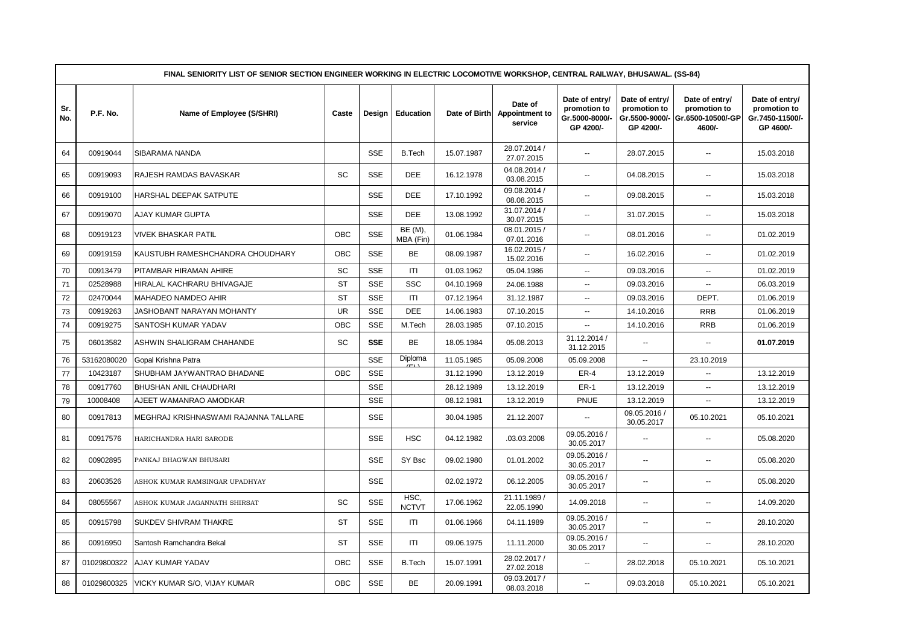| FINAL SENIORITY LIST OF SENIOR SECTION ENGINEER WORKING IN ELECTRIC LOCOMOTIVE WORKSHOP, CENTRAL RAILWAY, BHUSAWAL. (SS-84) | | | | | | | | | | | |
|---|---|---|---|---|---|---|---|---|---|---|---|
| Sr. No. | P.F. No. | Name of Employee (S/SHRI) | Caste | Design | Education | Date of Birth | Date of Appointment to service | Date of entry/ promotion to Gr.5000-8000/- GP 4200/- | Date of entry/ promotion to Gr.5500-9000/- GP 4200/- | Date of entry/ promotion to Gr.6500-10500/-GP 4600/- | Date of entry/ promotion to Gr.7450-11500/- GP 4600/- |
| 64 | 00919044 | SIBARAMA NANDA | | SSE | B.Tech | 15.07.1987 | 28.07.2014 / 27.07.2015 | -- | 28.07.2015 | -- | 15.03.2018 |
| 65 | 00919093 | RAJESH RAMDAS BAVASKAR | SC | SSE | DEE | 16.12.1978 | 04.08.2014 / 03.08.2015 | -- | 04.08.2015 | -- | 15.03.2018 |
| 66 | 00919100 | HARSHAL DEEPAK SATPUTE | | SSE | DEE | 17.10.1992 | 09.08.2014 / 08.08.2015 | -- | 09.08.2015 | -- | 15.03.2018 |
| 67 | 00919070 | AJAY KUMAR GUPTA | | SSE | DEE | 13.08.1992 | 31.07.2014 / 30.07.2015 | -- | 31.07.2015 | -- | 15.03.2018 |
| 68 | 00919123 | VIVEK BHASKAR PATIL | OBC | SSE | BE (M), MBA (Fin) | 01.06.1984 | 08.01.2015 / 07.01.2016 | -- | 08.01.2016 | -- | 01.02.2019 |
| 69 | 00919159 | KAUSTUBH RAMESHCHANDRA CHOUDHARY | OBC | SSE | BE | 08.09.1987 | 16.02.2015 / 15.02.2016 | -- | 16.02.2016 | -- | 01.02.2019 |
| 70 | 00913479 | PITAMBAR HIRAMAN AHIRE | SC | SSE | ITI | 01.03.1962 | 05.04.1986 | -- | 09.03.2016 | -- | 01.02.2019 |
| 71 | 02528988 | HIRALAL KACHRARU BHIVAGAJE | ST | SSE | SSC | 04.10.1969 | 24.06.1988 | -- | 09.03.2016 | -- | 06.03.2019 |
| 72 | 02470044 | MAHADEO NAMDEO AHIR | ST | SSE | ITI | 07.12.1964 | 31.12.1987 | -- | 09.03.2016 | DEPT. | 01.06.2019 |
| 73 | 00919263 | JASHOBANT NARAYAN MOHANTY | UR | SSE | DEE | 14.06.1983 | 07.10.2015 | -- | 14.10.2016 | RRB | 01.06.2019 |
| 74 | 00919275 | SANTOSH KUMAR YADAV | OBC | SSE | M.Tech | 28.03.1985 | 07.10.2015 | -- | 14.10.2016 | RRB | 01.06.2019 |
| 75 | 06013582 | ASHWIN SHALIGRAM CHAHANDE | SC | **SSE** | BE | 18.05.1984 | 05.08.2013 | 31.12.2014 / 31.12.2015 | -- | -- | **01.07.2019** |
| 76 | 53162080020 | Gopal Krishna Patra | | SSE | Diploma (EL) | 11.05.1985 | 05.09.2008 | 05.09.2008 | -- | 23.10.2019 | |
| 77 | 10423187 | SHUBHAM JAYWANTRAO BHADANE | OBC | SSE | | 31.12.1990 | 13.12.2019 | ER-4 | 13.12.2019 | -- | 13.12.2019 |
| 78 | 00917760 | BHUSHAN ANIL CHAUDHARI | | SSE | | 28.12.1989 | 13.12.2019 | ER-1 | 13.12.2019 | -- | 13.12.2019 |
| 79 | 10008408 | AJEET WAMANRAO AMODKAR | | SSE | | 08.12.1981 | 13.12.2019 | PNUE | 13.12.2019 | -- | 13.12.2019 |
| 80 | 00917813 | MEGHRAJ KRISHNASWAMI RAJANNA TALLARE | | SSE | | 30.04.1985 | 21.12.2007 | -- | 09.05.2016 / 30.05.2017 | 05.10.2021 | 05.10.2021 |
| 81 | 00917576 | HARICHANDRA HARI SARODE | | SSE | HSC | 04.12.1982 | .03.03.2008 | 09.05.2016 / 30.05.2017 | -- | -- | 05.08.2020 |
| 82 | 00902895 | PANKAJ BHAGWAN BHUSARI | | SSE | SY Bsc | 09.02.1980 | 01.01.2002 | 09.05.2016 / 30.05.2017 | -- | -- | 05.08.2020 |
| 83 | 20603526 | ASHOK KUMAR RAMSINGAR UPADHYAY | | SSE | | 02.02.1972 | 06.12.2005 | 09.05.2016 / 30.05.2017 | -- | -- | 05.08.2020 |
| 84 | 08055567 | ASHOK KUMAR JAGANNATH SHIRSAT | SC | SSE | HSC, NCTVT | 17.06.1962 | 21.11.1989 / 22.05.1990 | 14.09.2018 | -- | -- | 14.09.2020 |
| 85 | 00915798 | SUKDEV SHIVRAM THAKRE | ST | SSE | ITI | 01.06.1966 | 04.11.1989 | 09.05.2016 / 30.05.2017 | -- | -- | 28.10.2020 |
| 86 | 00916950 | Santosh Ramchandra Bekal | ST | SSE | ITI | 09.06.1975 | 11.11.2000 | 09.05.2016 / 30.05.2017 | -- | -- | 28.10.2020 |
| 87 | 01029800322 | AJAY KUMAR YADAV | OBC | SSE | B.Tech | 15.07.1991 | 28.02.2017 / 27.02.2018 | -- | 28.02.2018 | 05.10.2021 | 05.10.2021 |
| 88 | 01029800325 | VICKY KUMAR S/O, VIJAY KUMAR | OBC | SSE | BE | 20.09.1991 | 09.03.2017 / 08.03.2018 | -- | 09.03.2018 | 05.10.2021 | 05.10.2021 |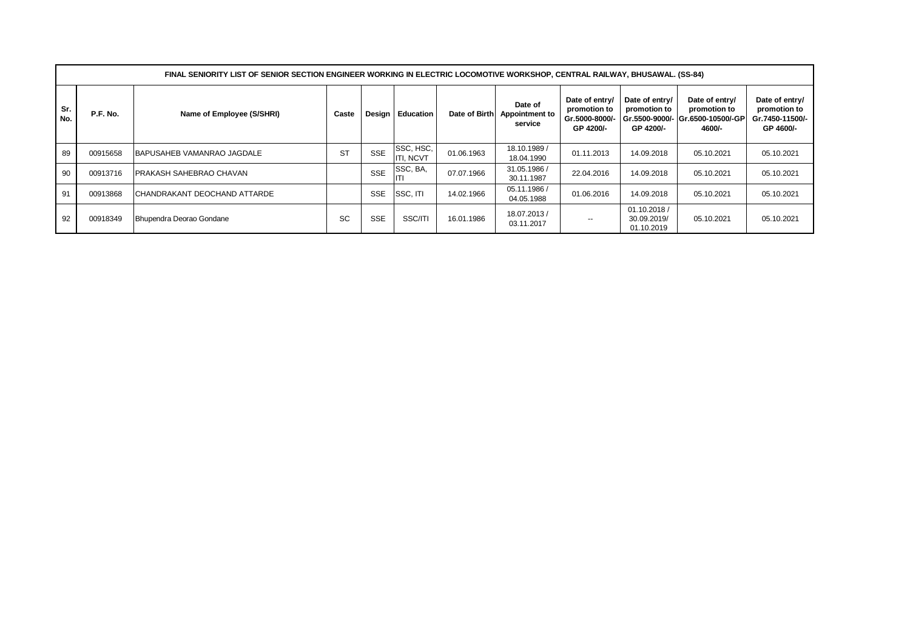| FINAL SENIORITY LIST OF SENIOR SECTION ENGINEER WORKING IN ELECTRIC LOCOMOTIVE WORKSHOP, CENTRAL RAILWAY, BHUSAWAL. (SS-84) | | | | | | | | | | | |
|---|---|---|---|---|---|---|---|---|---|---|---|
| Sr. No. | P.F. No. | Name of Employee (S/SHRI) | Caste | Design | Education | Date of Birth | Date of Appointment to service | Date of entry/ promotion to Gr.5000-8000/- GP 4200/- | Date of entry/ promotion to Gr.5500-9000/- GP 4200/- | Date of entry/ promotion to Gr.6500-10500/-GP 4600/- | Date of entry/ promotion to Gr.7450-11500/- GP 4600/- |
| 89 | 00915658 | BAPUSAHEB VAMANRAO JAGDALE | ST | SSE | SSC, HSC, ITI, NCVT | 01.06.1963 | 18.10.1989 / 18.04.1990 | 01.11.2013 | 14.09.2018 | 05.10.2021 | 05.10.2021 |
| 90 | 00913716 | PRAKASH SAHEBRAO CHAVAN | | SSE | SSC, BA, ITI | 07.07.1966 | 31.05.1986 / 30.11.1987 | 22.04.2016 | 14.09.2018 | 05.10.2021 | 05.10.2021 |
| 91 | 00913868 | CHANDRAKANT DEOCHAND ATTARDE | | SSE | SSC, ITI | 14.02.1966 | 05.11.1986 / 04.05.1988 | 01.06.2016 | 14.09.2018 | 05.10.2021 | 05.10.2021 |
| 92 | 00918349 | Bhupendra Deorao Gondane | SC | SSE | SSC/ITI | 16.01.1986 | 18.07.2013 / 03.11.2017 | -- | 01.10.2018 / 30.09.2019/ 01.10.2019 | 05.10.2021 | 05.10.2021 |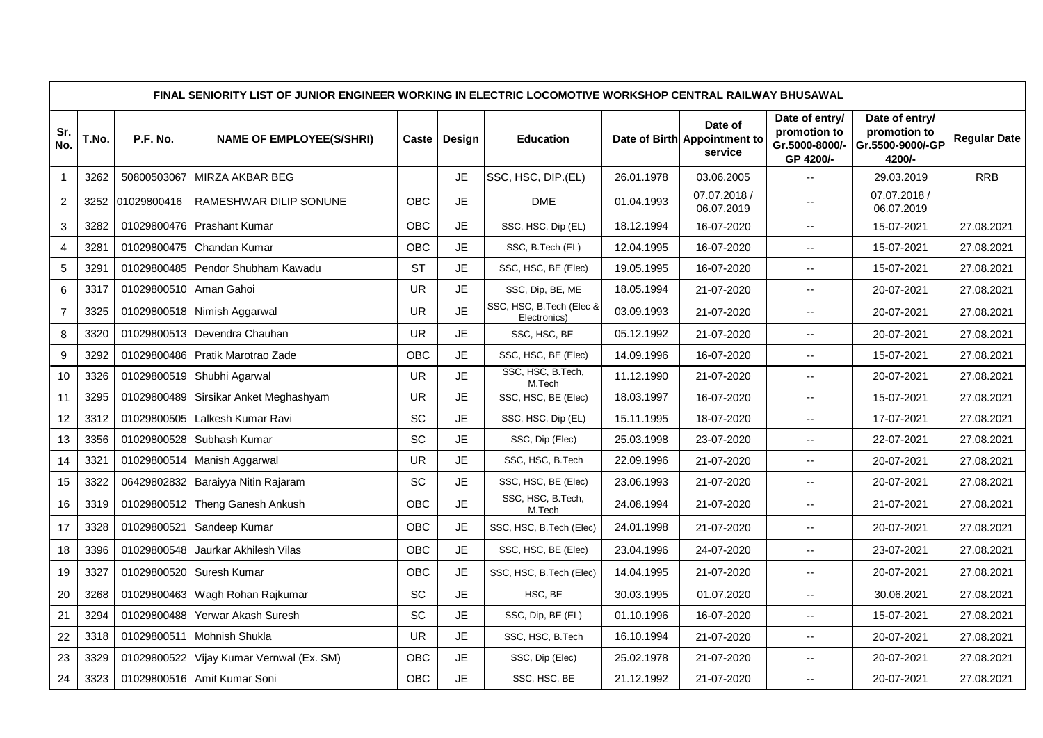| FINAL SENIORITY LIST OF JUNIOR ENGINEER WORKING IN ELECTRIC LOCOMOTIVE WORKSHOP CENTRAL RAILWAY BHUSAWAL | | | | | | | | | | | |
|---|---|---|---|---|---|---|---|---|---|---|---|
| Sr. No. | T.No. | P.F. No. | NAME OF EMPLOYEE(S/SHRI) | Caste | Design | Education | Date of Birth | Date of Appointment to service | Date of entry/ promotion to Gr.5000-8000/- GP 4200/- | Date of entry/ promotion to Gr.5500-9000/-GP 4200/- | Regular Date |
| 1 | 3262 | 50800503067 | MIRZA AKBAR BEG | | JE | SSC, HSC, DIP.(EL) | 26.01.1978 | 03.06.2005 | -- | 29.03.2019 | RRB |
| 2 | 3252 | 01029800416 | RAMESHWAR DILIP SONUNE | OBC | JE | DME | 01.04.1993 | 07.07.2018 / 06.07.2019 | -- | 07.07.2018 / 06.07.2019 | |
| 3 | 3282 | 01029800476 | Prashant Kumar | OBC | JE | SSC, HSC, Dip (EL) | 18.12.1994 | 16-07-2020 | -- | 15-07-2021 | 27.08.2021 |
| 4 | 3281 | 01029800475 | Chandan Kumar | OBC | JE | SSC, B.Tech (EL) | 12.04.1995 | 16-07-2020 | -- | 15-07-2021 | 27.08.2021 |
| 5 | 3291 | 01029800485 | Pendor Shubham Kawadu | ST | JE | SSC, HSC, BE (Elec) | 19.05.1995 | 16-07-2020 | -- | 15-07-2021 | 27.08.2021 |
| 6 | 3317 | 01029800510 | Aman Gahoi | UR | JE | SSC, Dip, BE, ME | 18.05.1994 | 21-07-2020 | -- | 20-07-2021 | 27.08.2021 |
| 7 | 3325 | 01029800518 | Nimish Aggarwal | UR | JE | SSC, HSC, B.Tech (Elec & Electronics) | 03.09.1993 | 21-07-2020 | -- | 20-07-2021 | 27.08.2021 |
| 8 | 3320 | 01029800513 | Devendra Chauhan | UR | JE | SSC, HSC, BE | 05.12.1992 | 21-07-2020 | -- | 20-07-2021 | 27.08.2021 |
| 9 | 3292 | 01029800486 | Pratik Marotrao Zade | OBC | JE | SSC, HSC, BE (Elec) | 14.09.1996 | 16-07-2020 | -- | 15-07-2021 | 27.08.2021 |
| 10 | 3326 | 01029800519 | Shubhi Agarwal | UR | JE | SSC, HSC, B.Tech, M.Tech | 11.12.1990 | 21-07-2020 | -- | 20-07-2021 | 27.08.2021 |
| 11 | 3295 | 01029800489 | Sirsikar Anket Meghashyam | UR | JE | SSC, HSC, BE (Elec) | 18.03.1997 | 16-07-2020 | -- | 15-07-2021 | 27.08.2021 |
| 12 | 3312 | 01029800505 | Lalkesh Kumar Ravi | SC | JE | SSC, HSC, Dip (EL) | 15.11.1995 | 18-07-2020 | -- | 17-07-2021 | 27.08.2021 |
| 13 | 3356 | 01029800528 | Subhash Kumar | SC | JE | SSC, Dip (Elec) | 25.03.1998 | 23-07-2020 | -- | 22-07-2021 | 27.08.2021 |
| 14 | 3321 | 01029800514 | Manish Aggarwal | UR | JE | SSC, HSC, B.Tech | 22.09.1996 | 21-07-2020 | -- | 20-07-2021 | 27.08.2021 |
| 15 | 3322 | 06429802832 | Baraiyya Nitin Rajaram | SC | JE | SSC, HSC, BE (Elec) | 23.06.1993 | 21-07-2020 | -- | 20-07-2021 | 27.08.2021 |
| 16 | 3319 | 01029800512 | Theng Ganesh Ankush | OBC | JE | SSC, HSC, B.Tech, M.Tech | 24.08.1994 | 21-07-2020 | -- | 21-07-2021 | 27.08.2021 |
| 17 | 3328 | 01029800521 | Sandeep Kumar | OBC | JE | SSC, HSC, B.Tech (Elec) | 24.01.1998 | 21-07-2020 | -- | 20-07-2021 | 27.08.2021 |
| 18 | 3396 | 01029800548 | Jaurkar Akhilesh Vilas | OBC | JE | SSC, HSC, BE (Elec) | 23.04.1996 | 24-07-2020 | -- | 23-07-2021 | 27.08.2021 |
| 19 | 3327 | 01029800520 | Suresh Kumar | OBC | JE | SSC, HSC, B.Tech (Elec) | 14.04.1995 | 21-07-2020 | -- | 20-07-2021 | 27.08.2021 |
| 20 | 3268 | 01029800463 | Wagh Rohan Rajkumar | SC | JE | HSC, BE | 30.03.1995 | 01.07.2020 | -- | 30.06.2021 | 27.08.2021 |
| 21 | 3294 | 01029800488 | Yerwar Akash Suresh | SC | JE | SSC, Dip, BE (EL) | 01.10.1996 | 16-07-2020 | -- | 15-07-2021 | 27.08.2021 |
| 22 | 3318 | 01029800511 | Mohnish Shukla | UR | JE | SSC, HSC, B.Tech | 16.10.1994 | 21-07-2020 | -- | 20-07-2021 | 27.08.2021 |
| 23 | 3329 | 01029800522 | Vijay Kumar Vernwal (Ex. SM) | OBC | JE | SSC, Dip (Elec) | 25.02.1978 | 21-07-2020 | -- | 20-07-2021 | 27.08.2021 |
| 24 | 3323 | 01029800516 | Amit Kumar Soni | OBC | JE | SSC, HSC, BE | 21.12.1992 | 21-07-2020 | -- | 20-07-2021 | 27.08.2021 |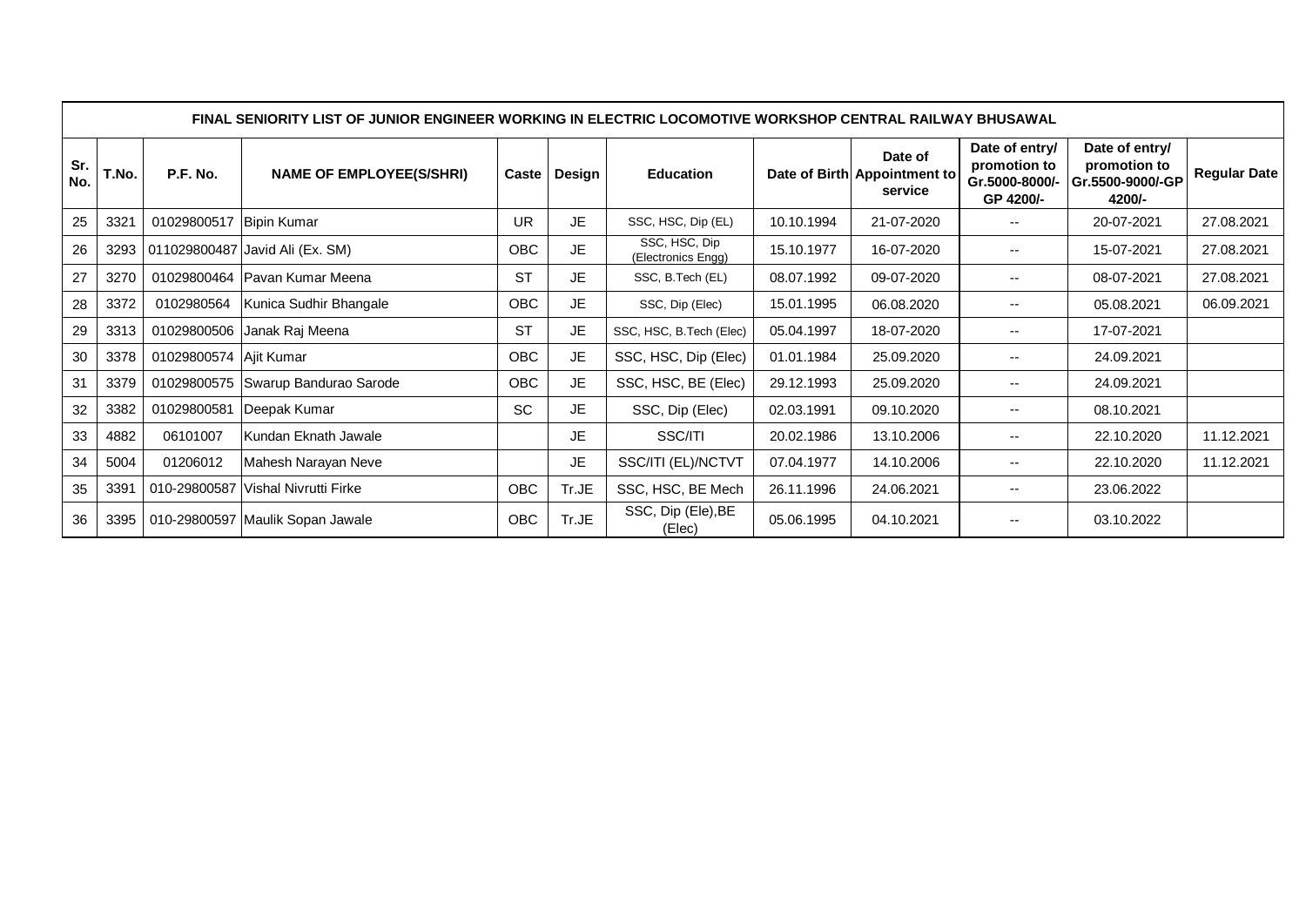| FINAL SENIORITY LIST OF JUNIOR ENGINEER WORKING IN ELECTRIC LOCOMOTIVE WORKSHOP CENTRAL RAILWAY BHUSAWAL | | | | | | | | | | | |
|---|---|---|---|---|---|---|---|---|---|---|---|
| Sr. No. | T.No. | P.F. No. | NAME OF EMPLOYEE(S/SHRI) | Caste | Design | Education | Date of Birth | Date of Appointment to service | Date of entry/ promotion to Gr.5000-8000/- GP 4200/- | Date of entry/ promotion to Gr.5500-9000/-GP 4200/- | Regular Date |
| 25 | 3321 | 01029800517 | Bipin Kumar | UR | JE | SSC, HSC, Dip (EL) | 10.10.1994 | 21-07-2020 | -- | 20-07-2021 | 27.08.2021 |
| 26 | 3293 | 011029800487 | Javid Ali (Ex. SM) | OBC | JE | SSC, HSC, Dip (Electronics Engg) | 15.10.1977 | 16-07-2020 | -- | 15-07-2021 | 27.08.2021 |
| 27 | 3270 | 01029800464 | Pavan Kumar Meena | ST | JE | SSC, B.Tech (EL) | 08.07.1992 | 09-07-2020 | -- | 08-07-2021 | 27.08.2021 |
| 28 | 3372 | 0102980564 | Kunica Sudhir Bhangale | OBC | JE | SSC, Dip (Elec) | 15.01.1995 | 06.08.2020 | -- | 05.08.2021 | 06.09.2021 |
| 29 | 3313 | 01029800506 | Janak Raj Meena | ST | JE | SSC, HSC, B.Tech (Elec) | 05.04.1997 | 18-07-2020 | -- | 17-07-2021 | |
| 30 | 3378 | 01029800574 | Ajit Kumar | OBC | JE | SSC, HSC, Dip (Elec) | 01.01.1984 | 25.09.2020 | -- | 24.09.2021 | |
| 31 | 3379 | 01029800575 | Swarup Bandurao Sarode | OBC | JE | SSC, HSC, BE (Elec) | 29.12.1993 | 25.09.2020 | -- | 24.09.2021 | |
| 32 | 3382 | 01029800581 | Deepak Kumar | SC | JE | SSC, Dip (Elec) | 02.03.1991 | 09.10.2020 | -- | 08.10.2021 | |
| 33 | 4882 | 06101007 | Kundan Eknath Jawale | | JE | SSC/ITI | 20.02.1986 | 13.10.2006 | -- | 22.10.2020 | 11.12.2021 |
| 34 | 5004 | 01206012 | Mahesh Narayan Neve | | JE | SSC/ITI (EL)/NCTVT | 07.04.1977 | 14.10.2006 | -- | 22.10.2020 | 11.12.2021 |
| 35 | 3391 | 010-29800587 | Vishal Nivrutti Firke | OBC | Tr.JE | SSC, HSC, BE Mech | 26.11.1996 | 24.06.2021 | -- | 23.06.2022 | |
| 36 | 3395 | 010-29800597 | Maulik Sopan Jawale | OBC | Tr.JE | SSC, Dip (Ele),BE (Elec) | 05.06.1995 | 04.10.2021 | -- | 03.10.2022 | |